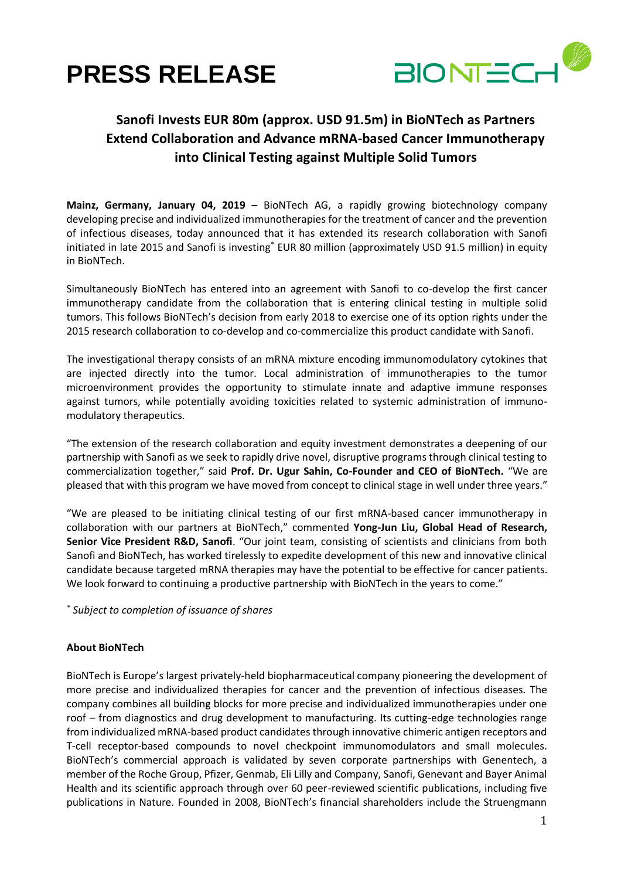# PRESS RELEASE

## Sanofi Invests EUR 80m (approx. USD 91.5m) in BioNTech as Partners Extend Collaboration and Advance mRNA-based Cancer Immunotherapy into Clinical Testing against Multiple Solid Tumors

**Mainz, Germany, January 04, 2019** – BioNTech AG, a rapidly growing biotechnology company developing precise and individualized immunotherapies for the treatment of cancer and the prevention of infectious diseases, today announced that it has extended its research collaboration with Sanofi initiated in late 2015 and Sanofi is investing* EUR 80 million (approximately USD 91.5 million) in equity in BioNTech.

Simultaneously BioNTech has entered into an agreement with Sanofi to co-develop the first cancer immunotherapy candidate from the collaboration that is entering clinical testing in multiple solid tumors. This follows BioNTech's decision from early 2018 to exercise one of its option rights under the 2015 research collaboration to co-develop and co-commercialize this product candidate with Sanofi.

The investigational therapy consists of an mRNA mixture encoding immunomodulatory cytokines that are injected directly into the tumor. Local administration of immunotherapies to the tumor microenvironment provides the opportunity to stimulate innate and adaptive immune responses against tumors, while potentially avoiding toxicities related to systemic administration of immuno-modulatory therapeutics.

"The extension of the research collaboration and equity investment demonstrates a deepening of our partnership with Sanofi as we seek to rapidly drive novel, disruptive programs through clinical testing to commercialization together," said **Prof. Dr. Ugur Sahin, Co-Founder and CEO of BioNTech.** "We are pleased that with this program we have moved from concept to clinical stage in well under three years."

"We are pleased to be initiating clinical testing of our first mRNA-based cancer immunotherapy in collaboration with our partners at BioNTech," commented **Yong-Jun Liu, Global Head of Research, Senior Vice President R&D, Sanofi**. "Our joint team, consisting of scientists and clinicians from both Sanofi and BioNTech, has worked tirelessly to expedite development of this new and innovative clinical candidate because targeted mRNA therapies may have the potential to be effective for cancer patients. We look forward to continuing a productive partnership with BioNTech in the years to come."

\* *Subject to completion of issuance of shares*

**About BioNTech**

BioNTech is Europe's largest privately-held biopharmaceutical company pioneering the development of more precise and individualized therapies for cancer and the prevention of infectious diseases. The company combines all building blocks for more precise and individualized immunotherapies under one roof – from diagnostics and drug development to manufacturing. Its cutting-edge technologies range from individualized mRNA-based product candidates through innovative chimeric antigen receptors and T-cell receptor-based compounds to novel checkpoint immunomodulators and small molecules. BioNTech's commercial approach is validated by seven corporate partnerships with Genentech, a member of the Roche Group, Pfizer, Genmab, Eli Lilly and Company, Sanofi, Genevant and Bayer Animal Health and its scientific approach through over 60 peer-reviewed scientific publications, including five publications in Nature. Founded in 2008, BioNTech's financial shareholders include the Struengmann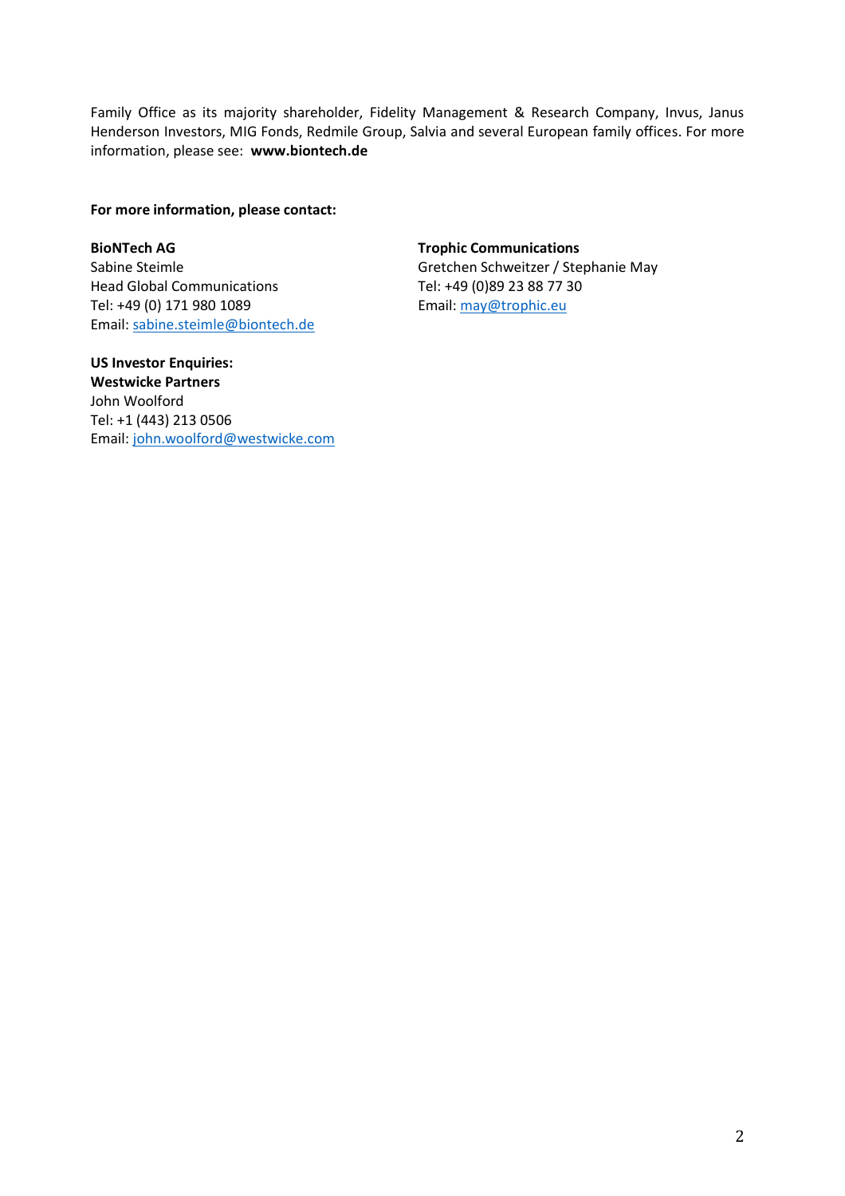Family Office as its majority shareholder, Fidelity Management & Research Company, Invus, Janus Henderson Investors, MIG Fonds, Redmile Group, Salvia and several European family offices. For more information, please see: **www.biontech.de**

**For more information, please contact:**

**BioNTech AG**
Sabine Steimle
Head Global Communications
Tel: +49 (0) 171 980 1089
Email: sabine.steimle@biontech.de

**Trophic Communications**
Gretchen Schweitzer / Stephanie May
Tel: +49 (0)89 23 88 77 30
Email: may@trophic.eu

**US Investor Enquiries:**
**Westwicke Partners**
John Woolford
Tel: +1 (443) 213 0506
Email: john.woolford@westwicke.com